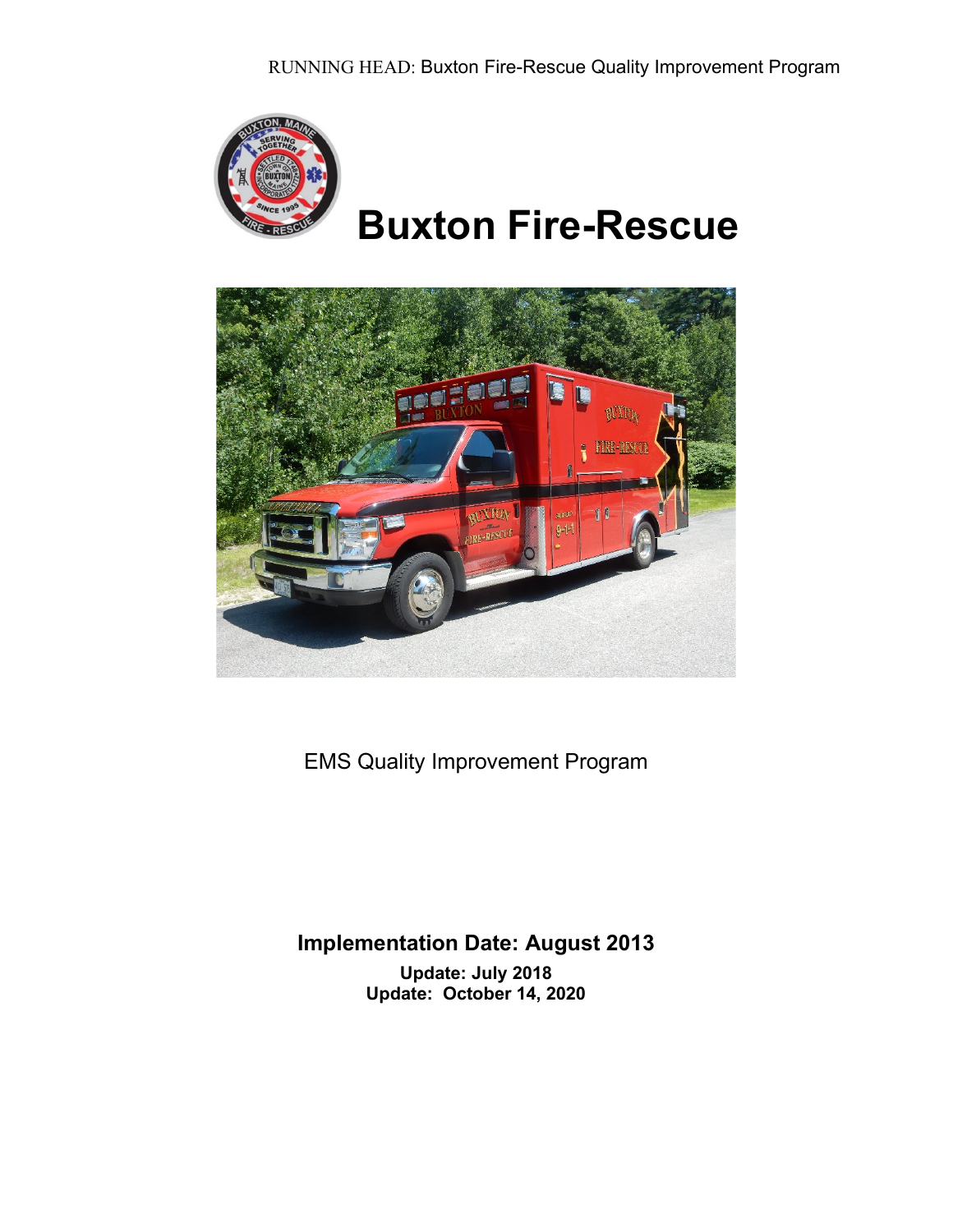# Buxton Fire-Rescue

EMS Quality Improvement Program

**Implementation Date: August 2013**

**Update: July 2018**

**Update: October 14, 2020**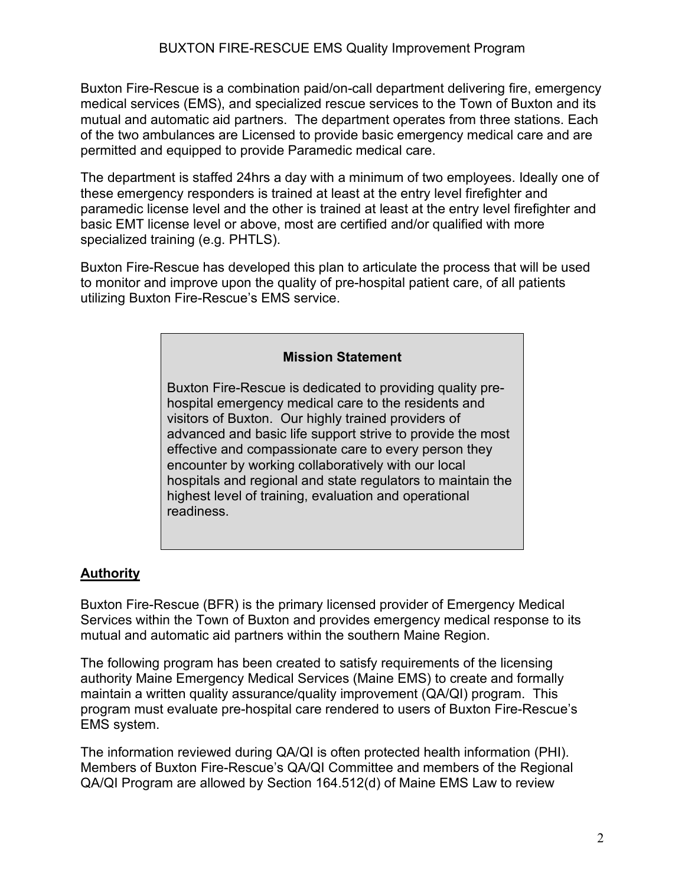Buxton Fire-Rescue is a combination paid/on-call department delivering fire, emergency medical services (EMS), and specialized rescue services to the Town of Buxton and its mutual and automatic aid partners. The department operates from three stations. Each of the two ambulances are Licensed to provide basic emergency medical care and are permitted and equipped to provide Paramedic medical care.

The department is staffed 24hrs a day with a minimum of two employees. Ideally one of these emergency responders is trained at least at the entry level firefighter and paramedic license level and the other is trained at least at the entry level firefighter and basic EMT license level or above, most are certified and/or qualified with more specialized training (e.g. PHTLS).

Buxton Fire-Rescue has developed this plan to articulate the process that will be used to monitor and improve upon the quality of pre-hospital patient care, of all patients utilizing Buxton Fire-Rescue's EMS service.

> **Mission Statement**
>
> Buxton Fire-Rescue is dedicated to providing quality pre-hospital emergency medical care to the residents and visitors of Buxton. Our highly trained providers of advanced and basic life support strive to provide the most effective and compassionate care to every person they encounter by working collaboratively with our local hospitals and regional and state regulators to maintain the highest level of training, evaluation and operational readiness.

## Authority

Buxton Fire-Rescue (BFR) is the primary licensed provider of Emergency Medical Services within the Town of Buxton and provides emergency medical response to its mutual and automatic aid partners within the southern Maine Region.

The following program has been created to satisfy requirements of the licensing authority Maine Emergency Medical Services (Maine EMS) to create and formally maintain a written quality assurance/quality improvement (QA/QI) program. This program must evaluate pre-hospital care rendered to users of Buxton Fire-Rescue's EMS system.

The information reviewed during QA/QI is often protected health information (PHI). Members of Buxton Fire-Rescue's QA/QI Committee and members of the Regional QA/QI Program are allowed by Section 164.512(d) of Maine EMS Law to review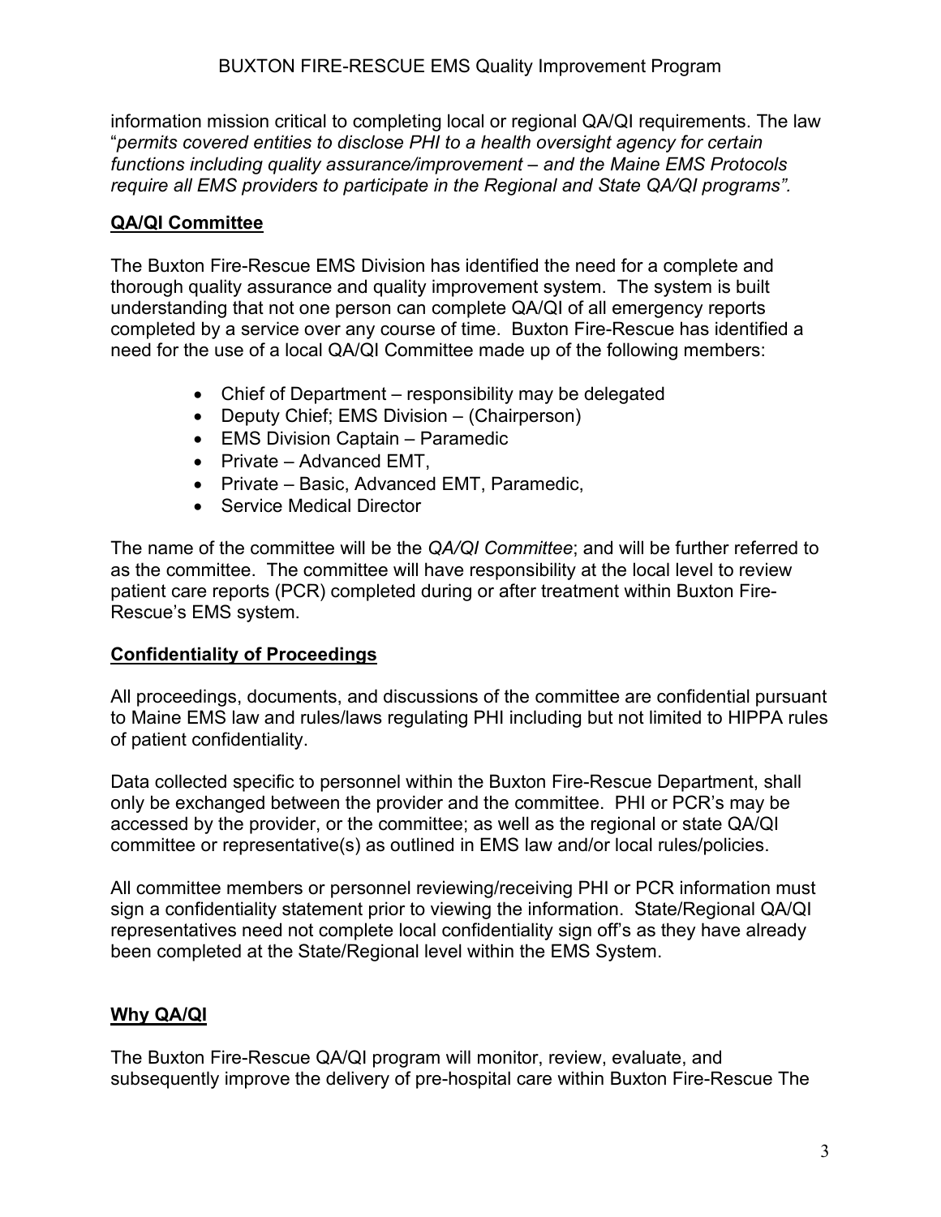information mission critical to completing local or regional QA/QI requirements. The law "*permits covered entities to disclose PHI to a health oversight agency for certain functions including quality assurance/improvement – and the Maine EMS Protocols require all EMS providers to participate in the Regional and State QA/QI programs".*

## QA/QI Committee

The Buxton Fire-Rescue EMS Division has identified the need for a complete and thorough quality assurance and quality improvement system. The system is built understanding that not one person can complete QA/QI of all emergency reports completed by a service over any course of time. Buxton Fire-Rescue has identified a need for the use of a local QA/QI Committee made up of the following members:

- Chief of Department – responsibility may be delegated
- Deputy Chief; EMS Division – (Chairperson)
- EMS Division Captain – Paramedic
- Private – Advanced EMT,
- Private – Basic, Advanced EMT, Paramedic,
- Service Medical Director

The name of the committee will be the *QA/QI Committee*; and will be further referred to as the committee. The committee will have responsibility at the local level to review patient care reports (PCR) completed during or after treatment within Buxton Fire-Rescue's EMS system.

## Confidentiality of Proceedings

All proceedings, documents, and discussions of the committee are confidential pursuant to Maine EMS law and rules/laws regulating PHI including but not limited to HIPPA rules of patient confidentiality.

Data collected specific to personnel within the Buxton Fire-Rescue Department, shall only be exchanged between the provider and the committee. PHI or PCR's may be accessed by the provider, or the committee; as well as the regional or state QA/QI committee or representative(s) as outlined in EMS law and/or local rules/policies.

All committee members or personnel reviewing/receiving PHI or PCR information must sign a confidentiality statement prior to viewing the information. State/Regional QA/QI representatives need not complete local confidentiality sign off's as they have already been completed at the State/Regional level within the EMS System.

## Why QA/QI

The Buxton Fire-Rescue QA/QI program will monitor, review, evaluate, and subsequently improve the delivery of pre-hospital care within Buxton Fire-Rescue The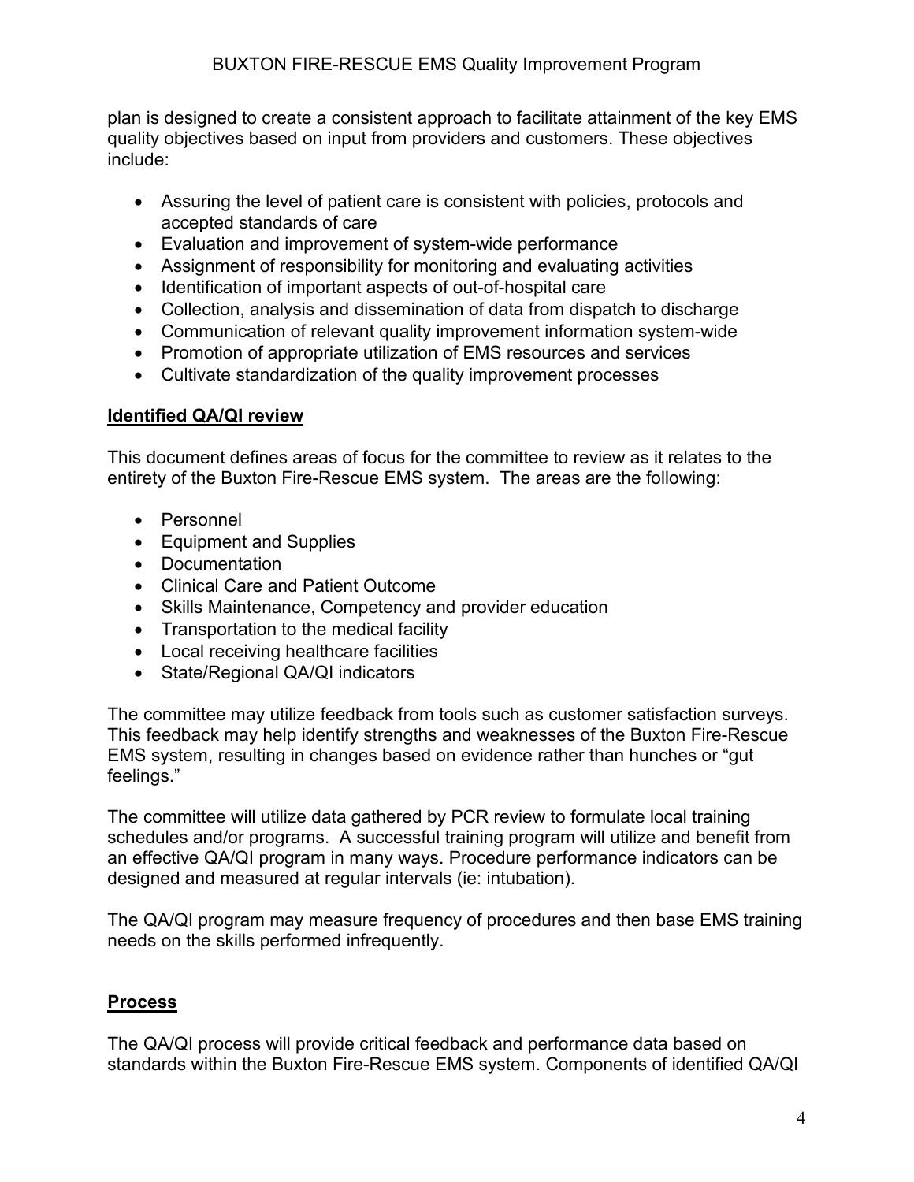plan is designed to create a consistent approach to facilitate attainment of the key EMS quality objectives based on input from providers and customers. These objectives include:

- Assuring the level of patient care is consistent with policies, protocols and accepted standards of care
- Evaluation and improvement of system-wide performance
- Assignment of responsibility for monitoring and evaluating activities
- Identification of important aspects of out-of-hospital care
- Collection, analysis and dissemination of data from dispatch to discharge
- Communication of relevant quality improvement information system-wide
- Promotion of appropriate utilization of EMS resources and services
- Cultivate standardization of the quality improvement processes

## Identified QA/QI review

This document defines areas of focus for the committee to review as it relates to the entirety of the Buxton Fire-Rescue EMS system. The areas are the following:

- Personnel
- Equipment and Supplies
- Documentation
- Clinical Care and Patient Outcome
- Skills Maintenance, Competency and provider education
- Transportation to the medical facility
- Local receiving healthcare facilities
- State/Regional QA/QI indicators

The committee may utilize feedback from tools such as customer satisfaction surveys. This feedback may help identify strengths and weaknesses of the Buxton Fire-Rescue EMS system, resulting in changes based on evidence rather than hunches or "gut feelings."

The committee will utilize data gathered by PCR review to formulate local training schedules and/or programs. A successful training program will utilize and benefit from an effective QA/QI program in many ways. Procedure performance indicators can be designed and measured at regular intervals (ie: intubation).

The QA/QI program may measure frequency of procedures and then base EMS training needs on the skills performed infrequently.

## Process

The QA/QI process will provide critical feedback and performance data based on standards within the Buxton Fire-Rescue EMS system. Components of identified QA/QI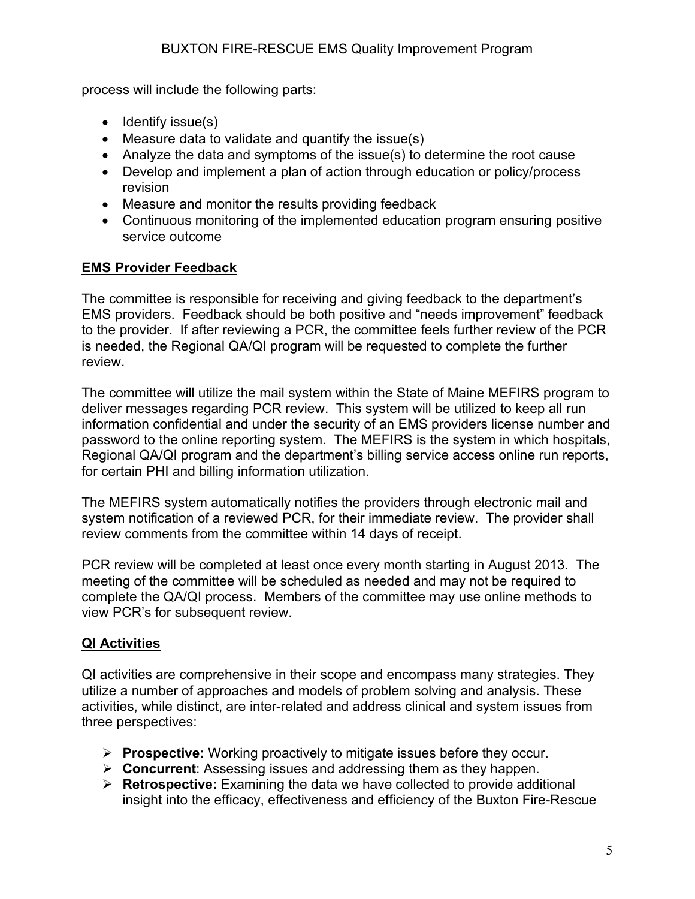process will include the following parts:

- Identify issue(s)
- Measure data to validate and quantify the issue(s)
- Analyze the data and symptoms of the issue(s) to determine the root cause
- Develop and implement a plan of action through education or policy/process revision
- Measure and monitor the results providing feedback
- Continuous monitoring of the implemented education program ensuring positive service outcome

## EMS Provider Feedback

The committee is responsible for receiving and giving feedback to the department's EMS providers. Feedback should be both positive and "needs improvement" feedback to the provider. If after reviewing a PCR, the committee feels further review of the PCR is needed, the Regional QA/QI program will be requested to complete the further review.

The committee will utilize the mail system within the State of Maine MEFIRS program to deliver messages regarding PCR review. This system will be utilized to keep all run information confidential and under the security of an EMS providers license number and password to the online reporting system. The MEFIRS is the system in which hospitals, Regional QA/QI program and the department's billing service access online run reports, for certain PHI and billing information utilization.

The MEFIRS system automatically notifies the providers through electronic mail and system notification of a reviewed PCR, for their immediate review. The provider shall review comments from the committee within 14 days of receipt.

PCR review will be completed at least once every month starting in August 2013. The meeting of the committee will be scheduled as needed and may not be required to complete the QA/QI process. Members of the committee may use online methods to view PCR's for subsequent review.

## QI Activities

QI activities are comprehensive in their scope and encompass many strategies. They utilize a number of approaches and models of problem solving and analysis. These activities, while distinct, are inter-related and address clinical and system issues from three perspectives:

- **Prospective:** Working proactively to mitigate issues before they occur.
- **Concurrent**: Assessing issues and addressing them as they happen.
- **Retrospective:** Examining the data we have collected to provide additional insight into the efficacy, effectiveness and efficiency of the Buxton Fire-Rescue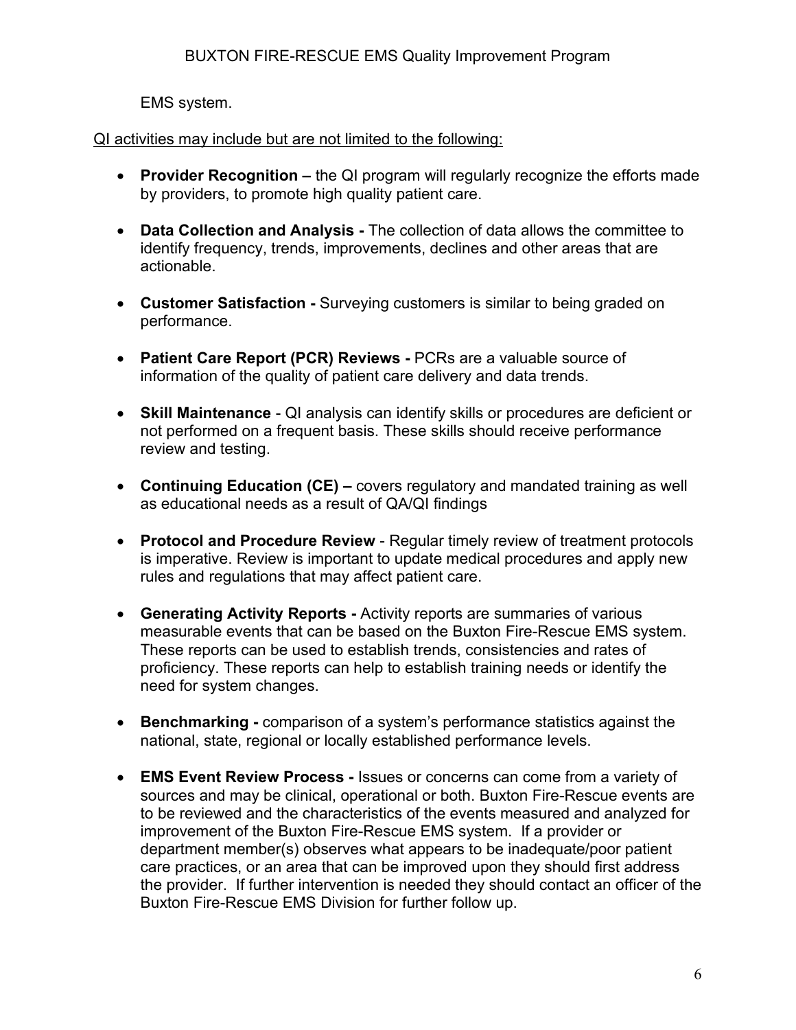EMS system.

QI activities may include but are not limited to the following:

- **Provider Recognition –** the QI program will regularly recognize the efforts made by providers, to promote high quality patient care.
- **Data Collection and Analysis -** The collection of data allows the committee to identify frequency, trends, improvements, declines and other areas that are actionable.
- **Customer Satisfaction -** Surveying customers is similar to being graded on performance.
- **Patient Care Report (PCR) Reviews -** PCRs are a valuable source of information of the quality of patient care delivery and data trends.
- **Skill Maintenance** - QI analysis can identify skills or procedures are deficient or not performed on a frequent basis. These skills should receive performance review and testing.
- **Continuing Education (CE) –** covers regulatory and mandated training as well as educational needs as a result of QA/QI findings
- **Protocol and Procedure Review** - Regular timely review of treatment protocols is imperative. Review is important to update medical procedures and apply new rules and regulations that may affect patient care.
- **Generating Activity Reports -** Activity reports are summaries of various measurable events that can be based on the Buxton Fire-Rescue EMS system. These reports can be used to establish trends, consistencies and rates of proficiency. These reports can help to establish training needs or identify the need for system changes.
- **Benchmarking -** comparison of a system's performance statistics against the national, state, regional or locally established performance levels.
- **EMS Event Review Process -** Issues or concerns can come from a variety of sources and may be clinical, operational or both. Buxton Fire-Rescue events are to be reviewed and the characteristics of the events measured and analyzed for improvement of the Buxton Fire-Rescue EMS system. If a provider or department member(s) observes what appears to be inadequate/poor patient care practices, or an area that can be improved upon they should first address the provider. If further intervention is needed they should contact an officer of the Buxton Fire-Rescue EMS Division for further follow up.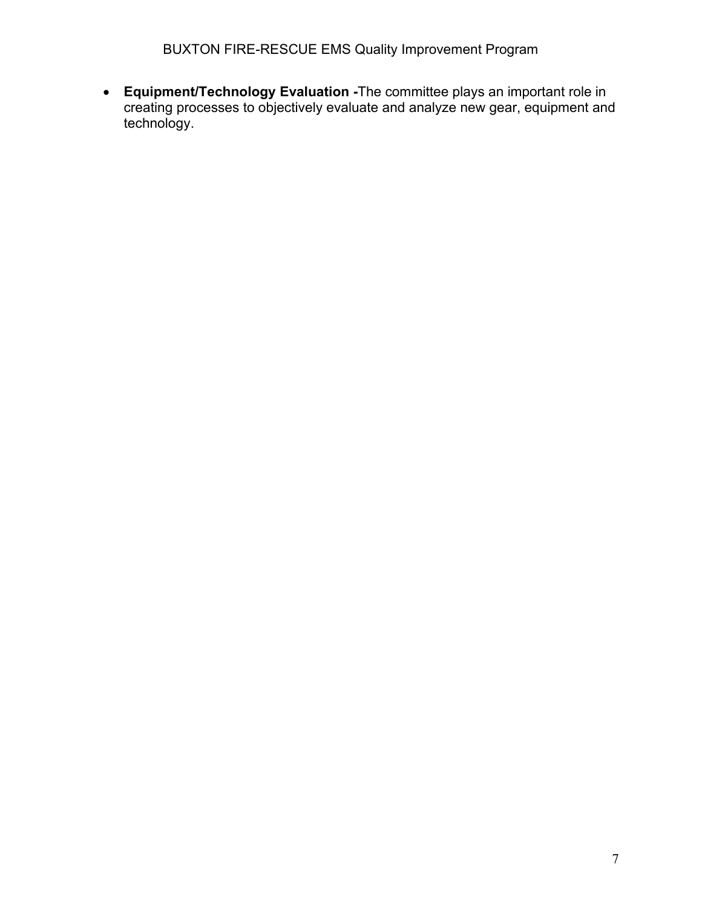- **Equipment/Technology Evaluation -**The committee plays an important role in creating processes to objectively evaluate and analyze new gear, equipment and technology.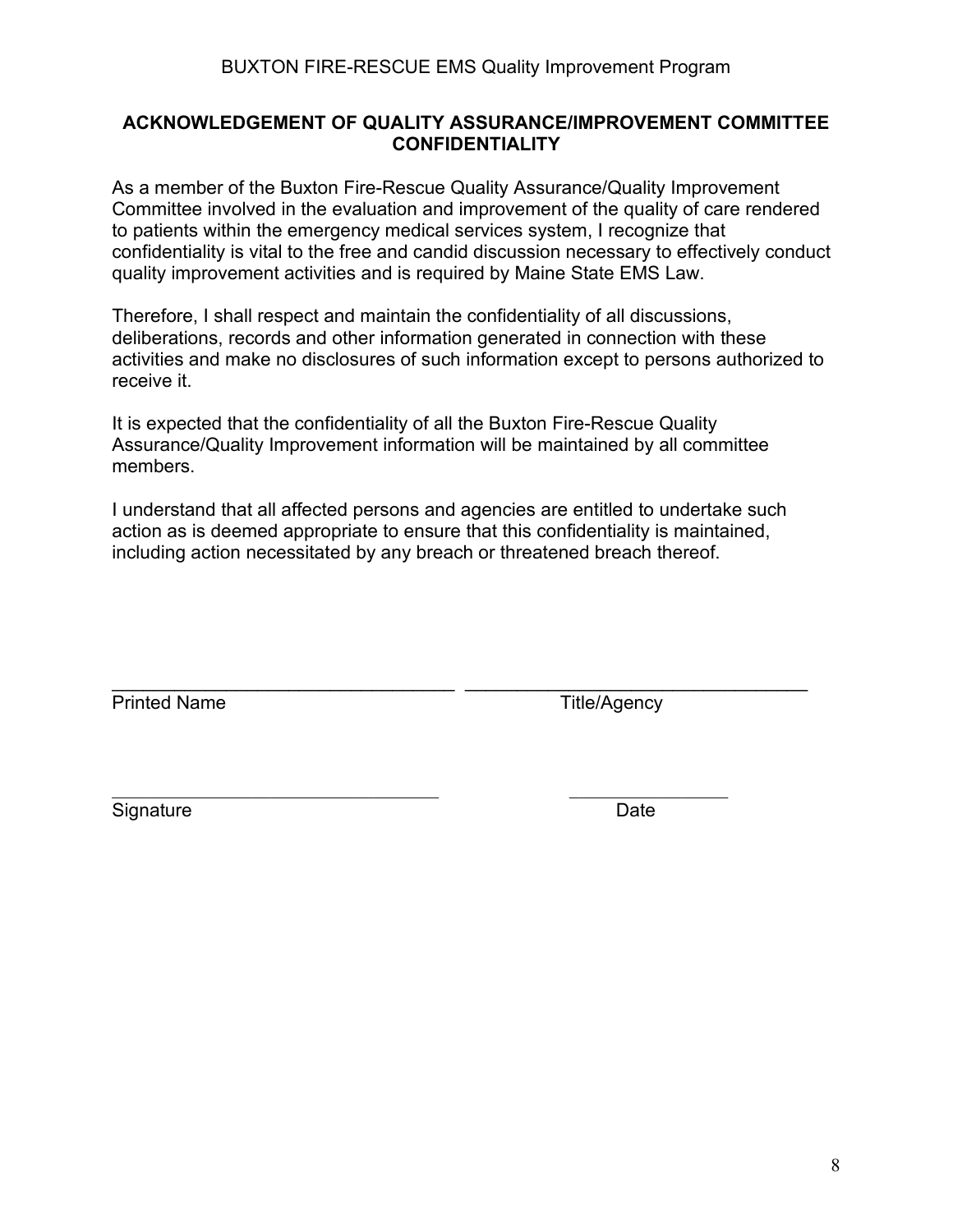## ACKNOWLEDGEMENT OF QUALITY ASSURANCE/IMPROVEMENT COMMITTEE CONFIDENTIALITY

As a member of the Buxton Fire-Rescue Quality Assurance/Quality Improvement Committee involved in the evaluation and improvement of the quality of care rendered to patients within the emergency medical services system, I recognize that confidentiality is vital to the free and candid discussion necessary to effectively conduct quality improvement activities and is required by Maine State EMS Law.

Therefore, I shall respect and maintain the confidentiality of all discussions, deliberations, records and other information generated in connection with these activities and make no disclosures of such information except to persons authorized to receive it.

It is expected that the confidentiality of all the Buxton Fire-Rescue Quality Assurance/Quality Improvement information will be maintained by all committee members.

I understand that all affected persons and agencies are entitled to undertake such action as is deemed appropriate to ensure that this confidentiality is maintained, including action necessitated by any breach or threatened breach thereof.

\_\_\_\_\_\_\_\_\_\_\_\_\_\_\_\_\_\_\_\_\_\_\_\_\_\_\_\_\_\_\_\_\_\_ \_\_\_\_\_\_\_\_\_\_\_\_\_\_\_\_\_\_\_\_\_\_\_\_\_\_\_\_\_\_\_\_\_\_

Printed Name Title/Agency

\_\_\_\_\_\_\_\_\_\_\_\_\_\_\_\_\_\_\_\_\_\_\_\_\_\_\_\_\_\_\_\_\_\_ \_\_\_\_\_\_\_\_\_\_\_\_\_\_\_\_

Signature Date